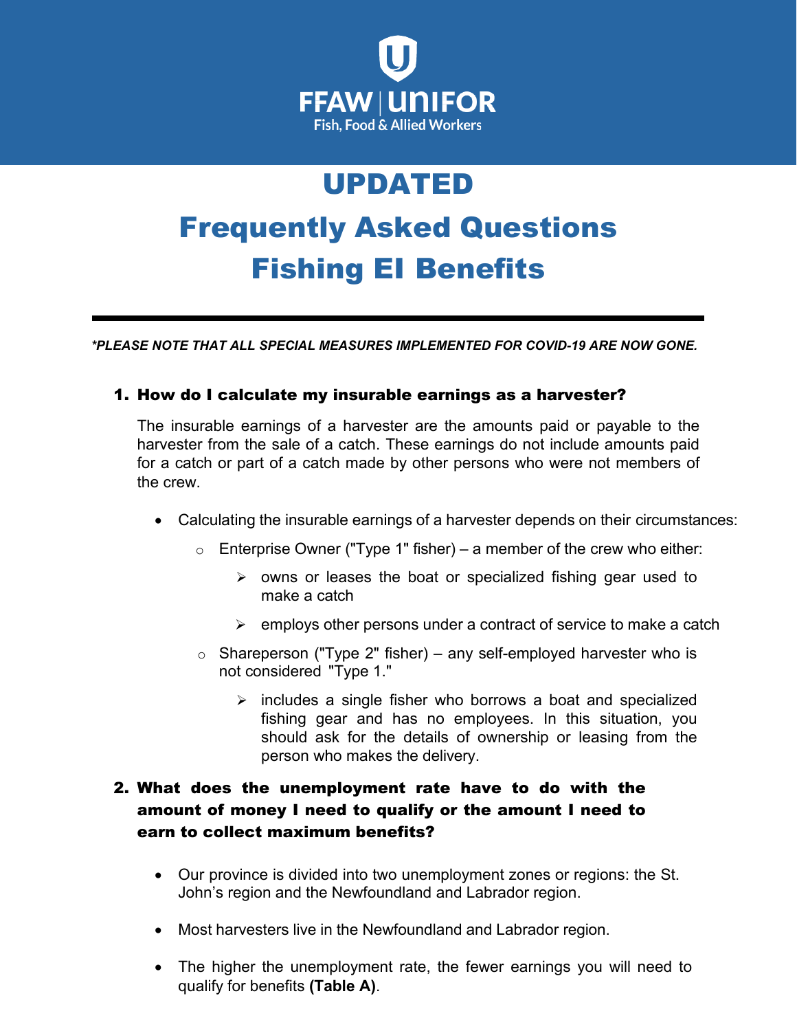FFAW | UNIFOR
Fish, Food & Allied Workers

# UPDATED

# Frequently Asked Questions Fishing EI Benefits

***PLEASE NOTE THAT ALL SPECIAL MEASURES IMPLEMENTED FOR COVID-19 ARE NOW GONE.**

## 1. How do I calculate my insurable earnings as a harvester?

The insurable earnings of a harvester are the amounts paid or payable to the harvester from the sale of a catch. These earnings do not include amounts paid for a catch or part of a catch made by other persons who were not members of the crew.

- Calculating the insurable earnings of a harvester depends on their circumstances:
  - Enterprise Owner ("Type 1" fisher) – a member of the crew who either:
    - owns or leases the boat or specialized fishing gear used to make a catch
    - employs other persons under a contract of service to make a catch
  - Shareperson ("Type 2" fisher) – any self-employed harvester who is not considered "Type 1."
    - includes a single fisher who borrows a boat and specialized fishing gear and has no employees. In this situation, you should ask for the details of ownership or leasing from the person who makes the delivery.

## 2. What does the unemployment rate have to do with the amount of money I need to qualify or the amount I need to earn to collect maximum benefits?

- Our province is divided into two unemployment zones or regions: the St. John's region and the Newfoundland and Labrador region.
- Most harvesters live in the Newfoundland and Labrador region.
- The higher the unemployment rate, the fewer earnings you will need to qualify for benefits **(Table A)**.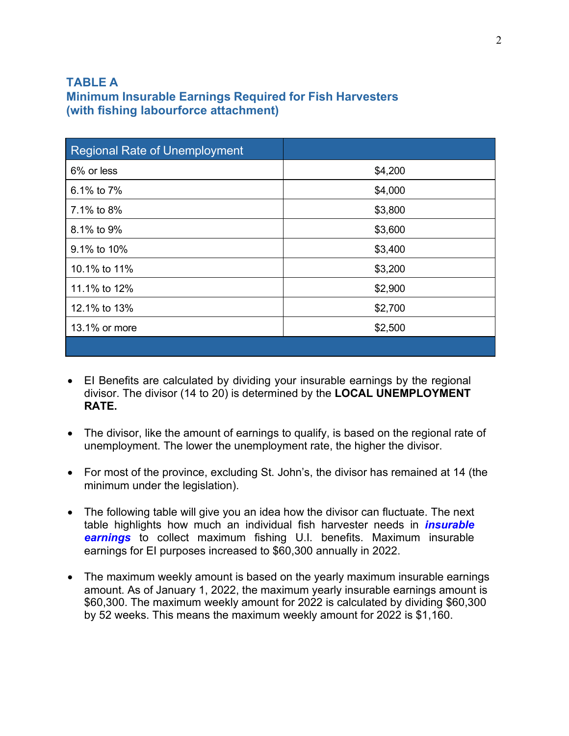## TABLE A
## Minimum Insurable Earnings Required for Fish Harvesters (with fishing labourforce attachment)

| Regional Rate of Unemployment | |
|---|---|
| 6% or less | $4,200 |
| 6.1% to 7% | $4,000 |
| 7.1% to 8% | $3,800 |
| 8.1% to 9% | $3,600 |
| 9.1% to 10% | $3,400 |
| 10.1% to 11% | $3,200 |
| 11.1% to 12% | $2,900 |
| 12.1% to 13% | $2,700 |
| 13.1% or more | $2,500 |

- EI Benefits are calculated by dividing your insurable earnings by the regional divisor. The divisor (14 to 20) is determined by the **LOCAL UNEMPLOYMENT RATE.**

- The divisor, like the amount of earnings to qualify, is based on the regional rate of unemployment. The lower the unemployment rate, the higher the divisor.

- For most of the province, excluding St. John's, the divisor has remained at 14 (the minimum under the legislation).

- The following table will give you an idea how the divisor can fluctuate. The next table highlights how much an individual fish harvester needs in ***insurable earnings*** to collect maximum fishing U.I. benefits. Maximum insurable earnings for EI purposes increased to $60,300 annually in 2022.

- The maximum weekly amount is based on the yearly maximum insurable earnings amount. As of January 1, 2022, the maximum yearly insurable earnings amount is $60,300. The maximum weekly amount for 2022 is calculated by dividing $60,300 by 52 weeks. This means the maximum weekly amount for 2022 is $1,160.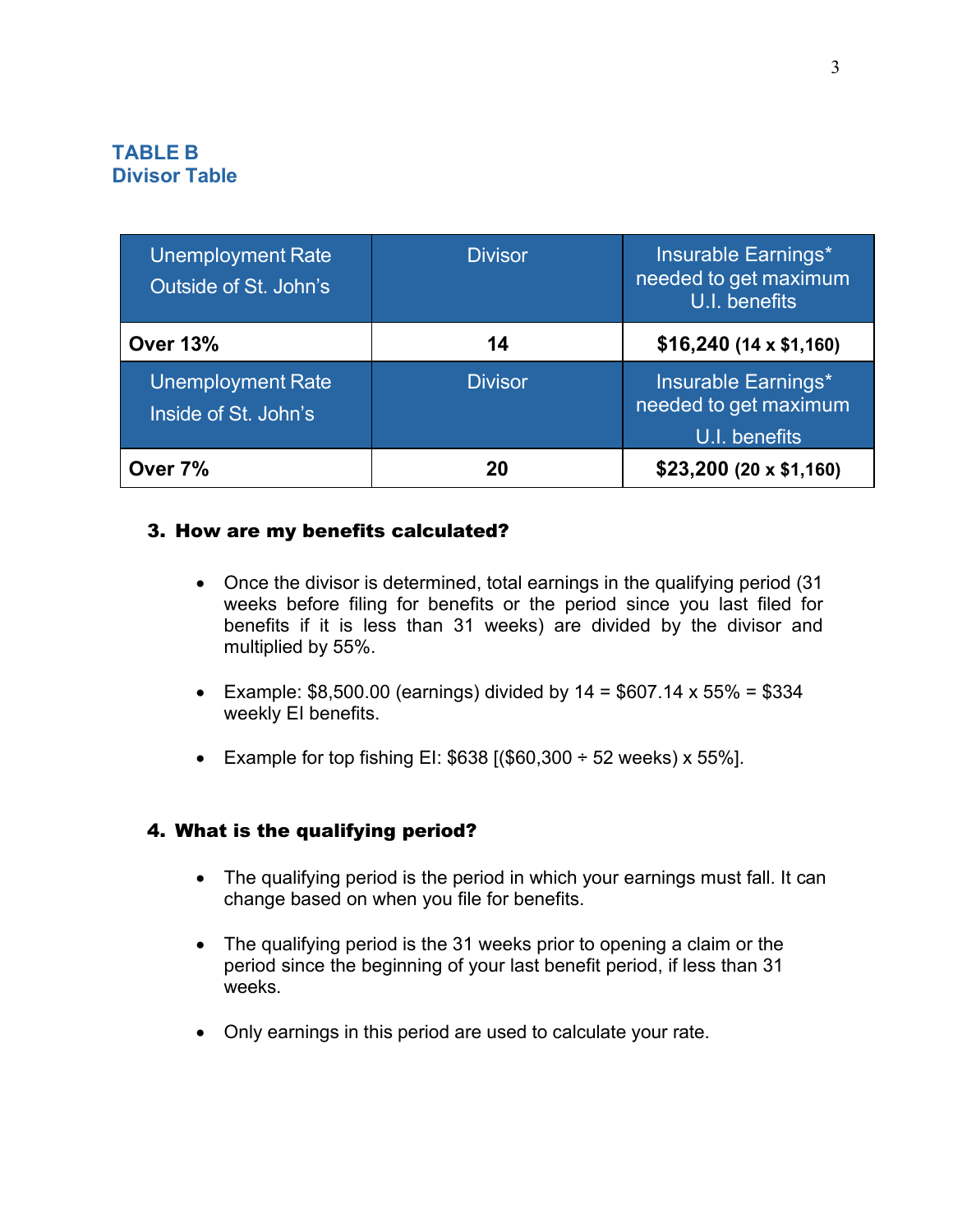## TABLE B
## Divisor Table

| Unemployment Rate Outside of St. John's | Divisor | Insurable Earnings* needed to get maximum U.I. benefits |
|---|---|---|
| **Over 13%** | **14** | **$16,240 (14 x $1,160)** |
| **Unemployment Rate Inside of St. John's** | **Divisor** | **Insurable Earnings* needed to get maximum U.I. benefits** |
| **Over 7%** | **20** | **$23,200 (20 x $1,160)** |

### 3. How are my benefits calculated?

- Once the divisor is determined, total earnings in the qualifying period (31 weeks before filing for benefits or the period since you last filed for benefits if it is less than 31 weeks) are divided by the divisor and multiplied by 55%.
- Example: $8,500.00 (earnings) divided by 14 = $607.14 x 55% = $334 weekly EI benefits.
- Example for top fishing EI: $638 [($60,300 ÷ 52 weeks) x 55%].

### 4. What is the qualifying period?

- The qualifying period is the period in which your earnings must fall. It can change based on when you file for benefits.
- The qualifying period is the 31 weeks prior to opening a claim or the period since the beginning of your last benefit period, if less than 31 weeks.
- Only earnings in this period are used to calculate your rate.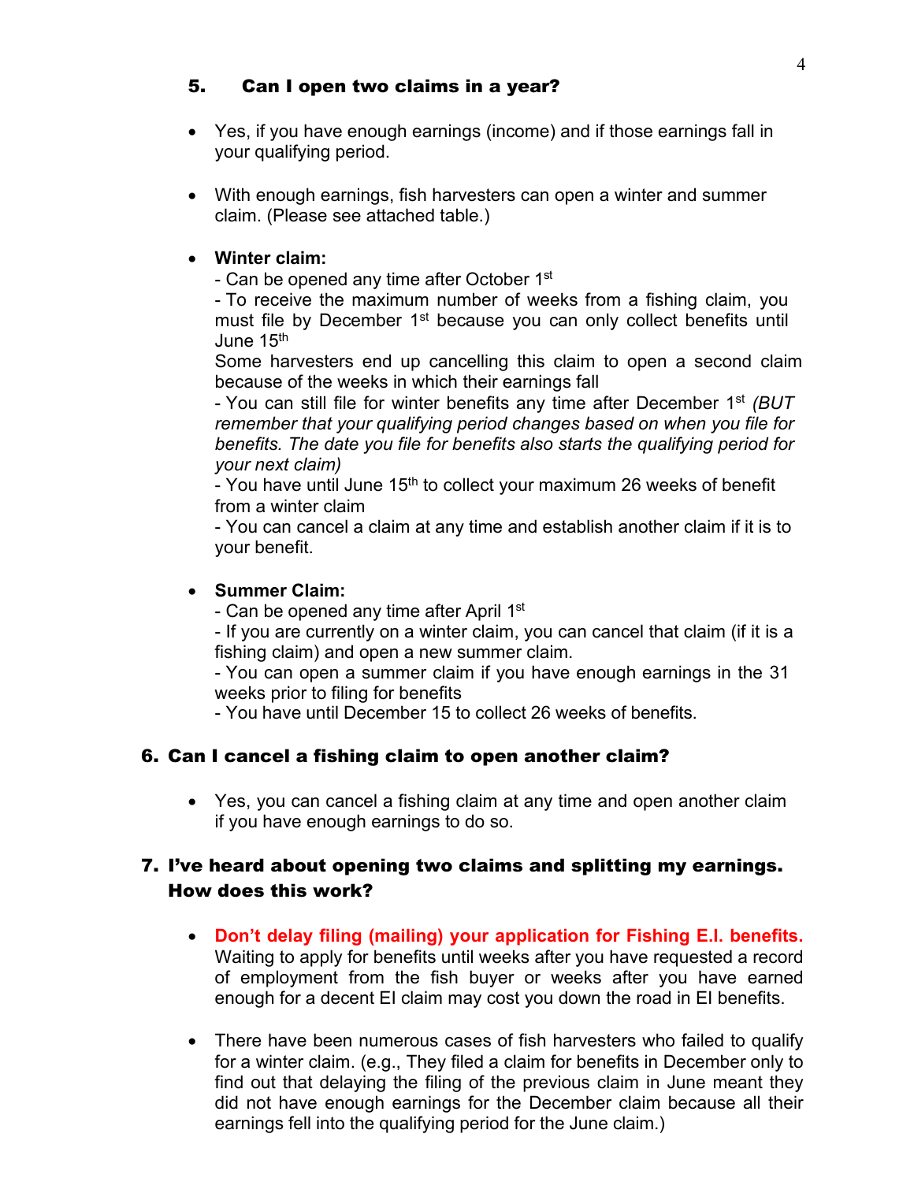## 5. Can I open two claims in a year?

- Yes, if you have enough earnings (income) and if those earnings fall in your qualifying period.

- With enough earnings, fish harvesters can open a winter and summer claim. (Please see attached table.)

- **Winter claim:**
  - Can be opened any time after October 1st
  - To receive the maximum number of weeks from a fishing claim, you must file by December 1st because you can only collect benefits until June 15th
  Some harvesters end up cancelling this claim to open a second claim because of the weeks in which their earnings fall
  - You can still file for winter benefits any time after December 1st *(BUT remember that your qualifying period changes based on when you file for benefits. The date you file for benefits also starts the qualifying period for your next claim)*
  - You have until June 15th to collect your maximum 26 weeks of benefit from a winter claim
  - You can cancel a claim at any time and establish another claim if it is to your benefit.

- **Summer Claim:**
  - Can be opened any time after April 1st
  - If you are currently on a winter claim, you can cancel that claim (if it is a fishing claim) and open a new summer claim.
  - You can open a summer claim if you have enough earnings in the 31 weeks prior to filing for benefits
  - You have until December 15 to collect 26 weeks of benefits.

## 6. Can I cancel a fishing claim to open another claim?

- Yes, you can cancel a fishing claim at any time and open another claim if you have enough earnings to do so.

## 7. I've heard about opening two claims and splitting my earnings. How does this work?

- **Don't delay filing (mailing) your application for Fishing E.I. benefits.** Waiting to apply for benefits until weeks after you have requested a record of employment from the fish buyer or weeks after you have earned enough for a decent EI claim may cost you down the road in EI benefits.

- There have been numerous cases of fish harvesters who failed to qualify for a winter claim. (e.g., They filed a claim for benefits in December only to find out that delaying the filing of the previous claim in June meant they did not have enough earnings for the December claim because all their earnings fell into the qualifying period for the June claim.)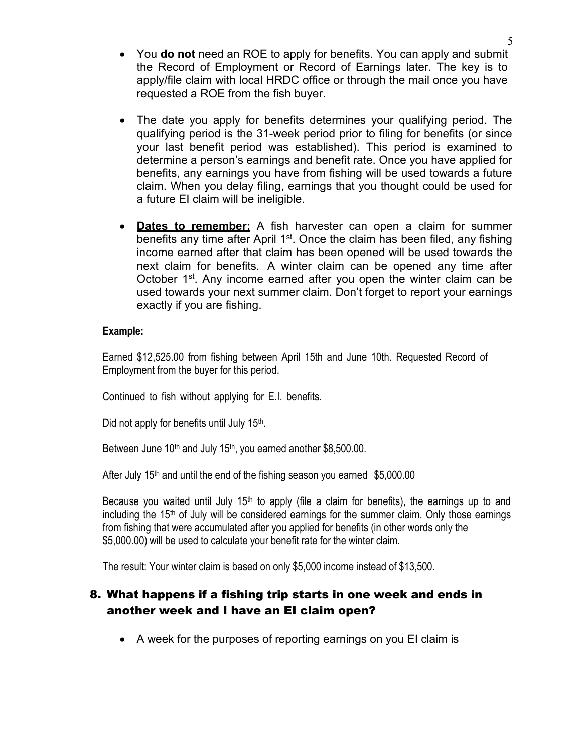- You **do not** need an ROE to apply for benefits. You can apply and submit the Record of Employment or Record of Earnings later. The key is to apply/file claim with local HRDC office or through the mail once you have requested a ROE from the fish buyer.

- The date you apply for benefits determines your qualifying period. The qualifying period is the 31-week period prior to filing for benefits (or since your last benefit period was established). This period is examined to determine a person's earnings and benefit rate. Once you have applied for benefits, any earnings you have from fishing will be used towards a future claim. When you delay filing, earnings that you thought could be used for a future EI claim will be ineligible.

- **Dates to remember:** A fish harvester can open a claim for summer benefits any time after April 1st. Once the claim has been filed, any fishing income earned after that claim has been opened will be used towards the next claim for benefits. A winter claim can be opened any time after October 1st. Any income earned after you open the winter claim can be used towards your next summer claim. Don't forget to report your earnings exactly if you are fishing.

**Example:**

Earned $12,525.00 from fishing between April 15th and June 10th. Requested Record of Employment from the buyer for this period.

Continued to fish without applying for E.I. benefits.

Did not apply for benefits until July 15th.

Between June 10th and July 15th, you earned another $8,500.00.

After July 15th and until the end of the fishing season you earned $5,000.00

Because you waited until July 15th to apply (file a claim for benefits), the earnings up to and including the 15th of July will be considered earnings for the summer claim. Only those earnings from fishing that were accumulated after you applied for benefits (in other words only the $5,000.00) will be used to calculate your benefit rate for the winter claim.

The result: Your winter claim is based on only $5,000 income instead of $13,500.

## 8. What happens if a fishing trip starts in one week and ends in another week and I have an EI claim open?

- A week for the purposes of reporting earnings on you EI claim is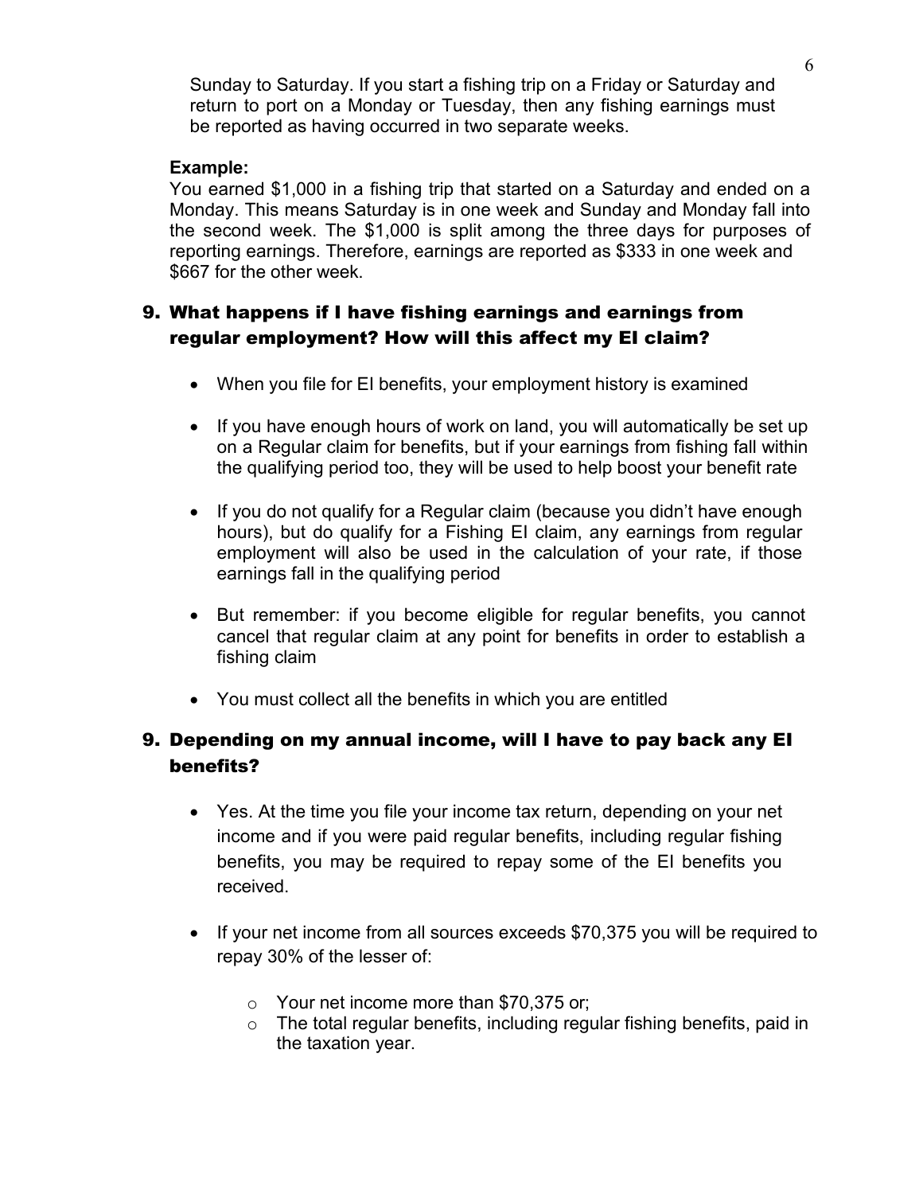Sunday to Saturday. If you start a fishing trip on a Friday or Saturday and return to port on a Monday or Tuesday, then any fishing earnings must be reported as having occurred in two separate weeks.

**Example:**
You earned $1,000 in a fishing trip that started on a Saturday and ended on a Monday. This means Saturday is in one week and Sunday and Monday fall into the second week. The $1,000 is split among the three days for purposes of reporting earnings. Therefore, earnings are reported as $333 in one week and $667 for the other week.

## 9. What happens if I have fishing earnings and earnings from regular employment? How will this affect my EI claim?

- When you file for EI benefits, your employment history is examined
- If you have enough hours of work on land, you will automatically be set up on a Regular claim for benefits, but if your earnings from fishing fall within the qualifying period too, they will be used to help boost your benefit rate
- If you do not qualify for a Regular claim (because you didn't have enough hours), but do qualify for a Fishing EI claim, any earnings from regular employment will also be used in the calculation of your rate, if those earnings fall in the qualifying period
- But remember: if you become eligible for regular benefits, you cannot cancel that regular claim at any point for benefits in order to establish a fishing claim
- You must collect all the benefits in which you are entitled

## 9. Depending on my annual income, will I have to pay back any EI benefits?

- Yes. At the time you file your income tax return, depending on your net income and if you were paid regular benefits, including regular fishing benefits, you may be required to repay some of the EI benefits you received.
- If your net income from all sources exceeds $70,375 you will be required to repay 30% of the lesser of:
  - Your net income more than $70,375 or;
  - The total regular benefits, including regular fishing benefits, paid in the taxation year.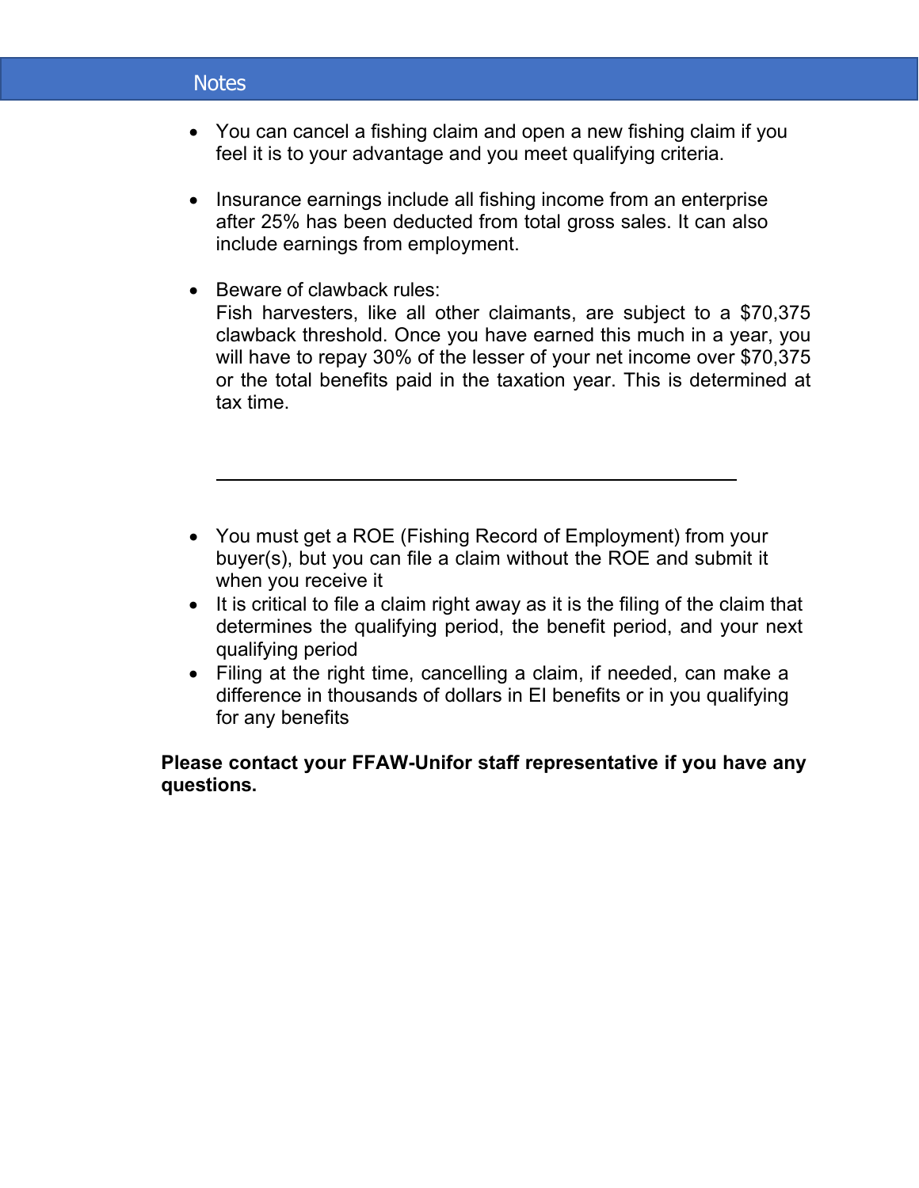## Notes

- You can cancel a fishing claim and open a new fishing claim if you feel it is to your advantage and you meet qualifying criteria.

- Insurance earnings include all fishing income from an enterprise after 25% has been deducted from total gross sales. It can also include earnings from employment.

- Beware of clawback rules:
  Fish harvesters, like all other claimants, are subject to a $70,375 clawback threshold. Once you have earned this much in a year, you will have to repay 30% of the lesser of your net income over $70,375 or the total benefits paid in the taxation year. This is determined at tax time.

---

- You must get a ROE (Fishing Record of Employment) from your buyer(s), but you can file a claim without the ROE and submit it when you receive it
- It is critical to file a claim right away as it is the filing of the claim that determines the qualifying period, the benefit period, and your next qualifying period
- Filing at the right time, cancelling a claim, if needed, can make a difference in thousands of dollars in EI benefits or in you qualifying for any benefits

**Please contact your FFAW-Unifor staff representative if you have any questions.**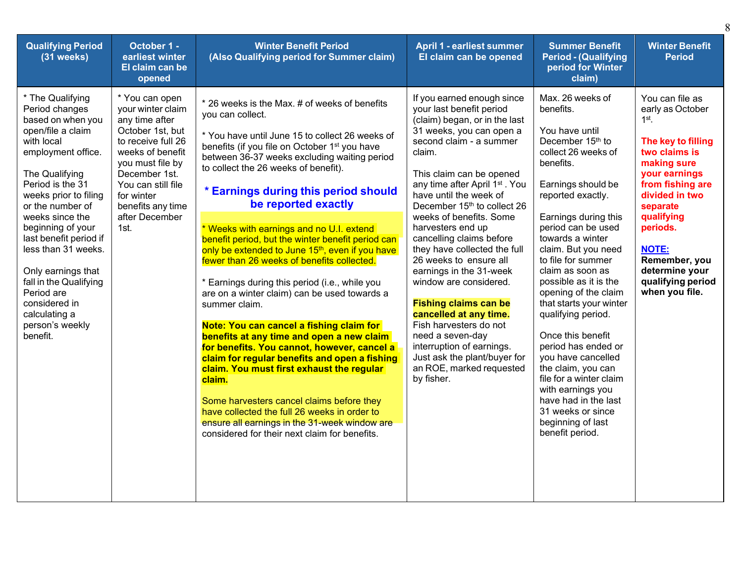| Qualifying Period (31 weeks) | October 1 - earliest winter EI claim can be opened | Winter Benefit Period (Also Qualifying period for Summer claim) | April 1 - earliest summer EI claim can be opened | Summer Benefit Period - (Qualifying period for Winter claim) | Winter Benefit Period |
|---|---|---|---|---|---|
| * The Qualifying Period changes based on when you open/file a claim with local employment office.<br><br>The Qualifying Period is the 31 weeks prior to filing or the number of weeks since the beginning of your last benefit period if less than 31 weeks.<br><br>Only earnings that fall in the Qualifying Period are considered in calculating a person's weekly benefit. | * You can open your winter claim any time after October 1st, but to receive full 26 weeks of benefit you must file by December 1st. You can still file for winter benefits any time after December 1st. | * 26 weeks is the Max. # of weeks of benefits you can collect.<br><br>* You have until June 15 to collect 26 weeks of benefits (if you file on October 1st you have between 36-37 weeks excluding waiting period to collect the 26 weeks of benefit).<br><br>**\* Earnings during this period should be reported exactly**<br><br>* Weeks with earnings and no U.I. extend benefit period, but the winter benefit period can only be extended to June 15th, even if you have fewer than 26 weeks of benefits collected.<br><br>* Earnings during this period (i.e., while you are on a winter claim) can be used towards a summer claim.<br><br>**Note: You can cancel a fishing claim for benefits at any time and open a new claim for benefits. You cannot, however, cancel a claim for regular benefits and open a fishing claim. You must first exhaust the regular claim.**<br><br>Some harvesters cancel claims before they have collected the full 26 weeks in order to ensure all earnings in the 31-week window are considered for their next claim for benefits. | If you earned enough since your last benefit period (claim) began, or in the last 31 weeks, you can open a second claim - a summer claim.<br><br>This claim can be opened any time after April 1st . You have until the week of December 15th to collect 26 weeks of benefits. Some harvesters end up cancelling claims before they have collected the full 26 weeks to ensure all earnings in the 31-week window are considered.<br><br>**Fishing claims can be cancelled at any time.** Fish harvesters do not need a seven-day interruption of earnings. Just ask the plant/buyer for an ROE, marked requested by fisher. | Max. 26 weeks of benefits.<br><br>You have until December 15th to collect 26 weeks of benefits.<br><br>Earnings should be reported exactly.<br><br>Earnings during this period can be used towards a winter claim. But you need to file for summer claim as soon as possible as it is the opening of the claim that starts your winter qualifying period.<br><br>Once this benefit period has ended or you have cancelled the claim, you can file for a winter claim with earnings you have had in the last 31 weeks or since beginning of last benefit period. | You can file as early as October 1st.<br><br>**The key to filling two claims is making sure your earnings from fishing are divided in two separate qualifying periods.**<br><br>**NOTE:**<br>**Remember, you determine your qualifying period when you file.** |